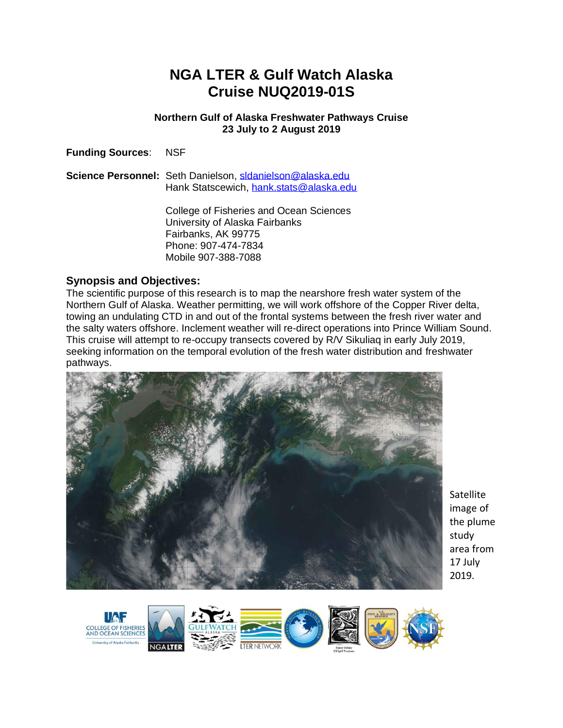# NGA LTER & Gulf Watch Alaska
# Cruise NUQ2019-01S

**Northern Gulf of Alaska Freshwater Pathways Cruise**
**23 July to 2 August 2019**

**Funding Sources**: NSF

**Science Personnel:** Seth Danielson, sldanielson@alaska.edu
Hank Statscewich, hank.stats@alaska.edu

College of Fisheries and Ocean Sciences
University of Alaska Fairbanks
Fairbanks, AK 99775
Phone: 907-474-7834
Mobile 907-388-7088

## Synopsis and Objectives:

The scientific purpose of this research is to map the nearshore fresh water system of the Northern Gulf of Alaska. Weather permitting, we will work offshore of the Copper River delta, towing an undulating CTD in and out of the frontal systems between the fresh river water and the salty waters offshore. Inclement weather will re-direct operations into Prince William Sound. This cruise will attempt to re-occupy transects covered by R/V Sikuliaq in early July 2019, seeking information on the temporal evolution of the fresh water distribution and freshwater pathways.

Satellite image of the plume study area from 17 July 2019.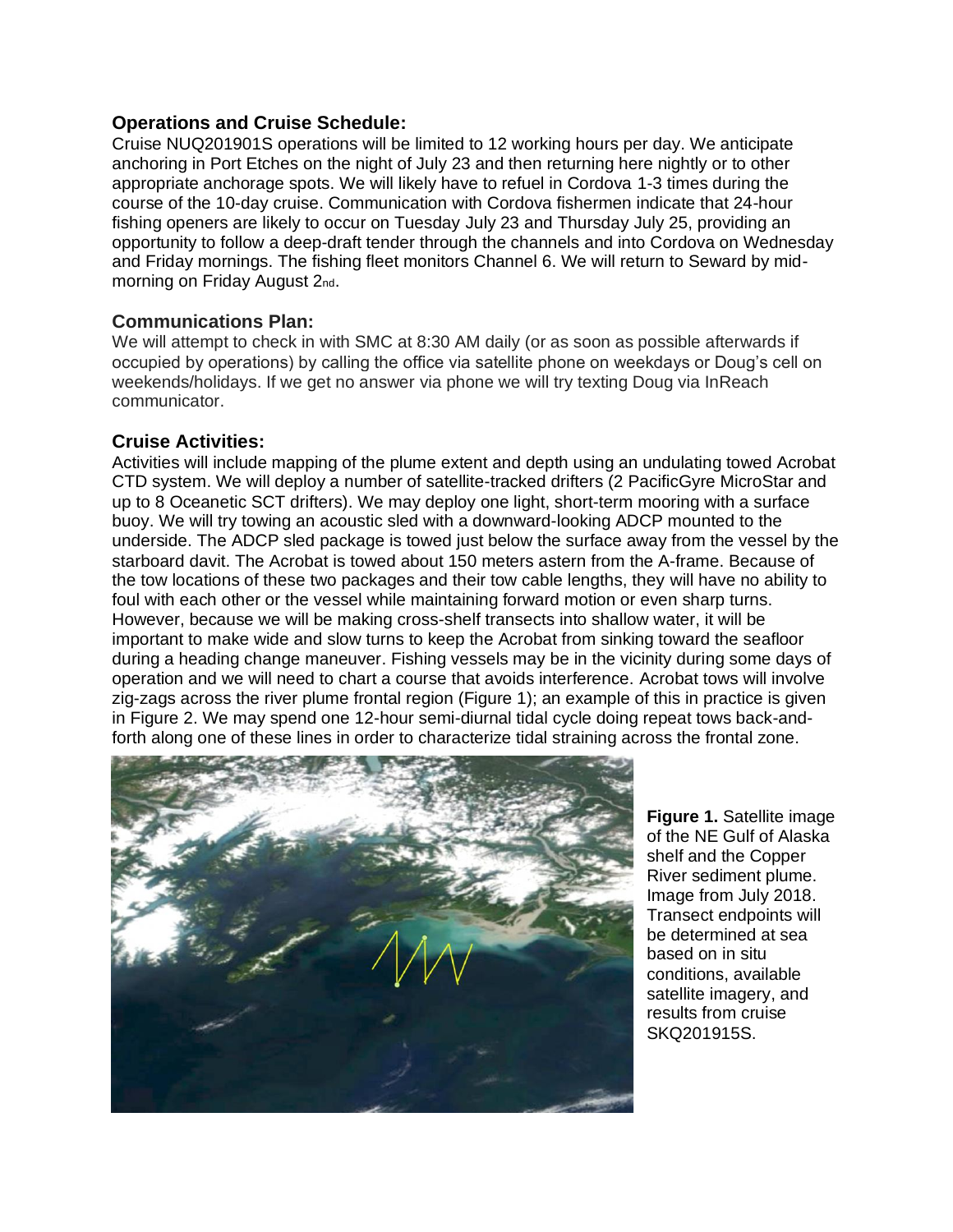## Operations and Cruise Schedule:

Cruise NUQ201901S operations will be limited to 12 working hours per day. We anticipate anchoring in Port Etches on the night of July 23 and then returning here nightly or to other appropriate anchorage spots. We will likely have to refuel in Cordova 1-3 times during the course of the 10-day cruise. Communication with Cordova fishermen indicate that 24-hour fishing openers are likely to occur on Tuesday July 23 and Thursday July 25, providing an opportunity to follow a deep-draft tender through the channels and into Cordova on Wednesday and Friday mornings. The fishing fleet monitors Channel 6. We will return to Seward by mid-morning on Friday August 2nd.

## Communications Plan:

We will attempt to check in with SMC at 8:30 AM daily (or as soon as possible afterwards if occupied by operations) by calling the office via satellite phone on weekdays or Doug's cell on weekends/holidays. If we get no answer via phone we will try texting Doug via InReach communicator.

## Cruise Activities:

Activities will include mapping of the plume extent and depth using an undulating towed Acrobat CTD system. We will deploy a number of satellite-tracked drifters (2 PacificGyre MicroStar and up to 8 Oceanetic SCT drifters). We may deploy one light, short-term mooring with a surface buoy. We will try towing an acoustic sled with a downward-looking ADCP mounted to the underside. The ADCP sled package is towed just below the surface away from the vessel by the starboard davit. The Acrobat is towed about 150 meters astern from the A-frame. Because of the tow locations of these two packages and their tow cable lengths, they will have no ability to foul with each other or the vessel while maintaining forward motion or even sharp turns. However, because we will be making cross-shelf transects into shallow water, it will be important to make wide and slow turns to keep the Acrobat from sinking toward the seafloor during a heading change maneuver. Fishing vessels may be in the vicinity during some days of operation and we will need to chart a course that avoids interference. Acrobat tows will involve zig-zags across the river plume frontal region (Figure 1); an example of this in practice is given in Figure 2. We may spend one 12-hour semi-diurnal tidal cycle doing repeat tows back-and-forth along one of these lines in order to characterize tidal straining across the frontal zone.

**Figure 1.** Satellite image of the NE Gulf of Alaska shelf and the Copper River sediment plume. Image from July 2018. Transect endpoints will be determined at sea based on in situ conditions, available satellite imagery, and results from cruise SKQ201915S.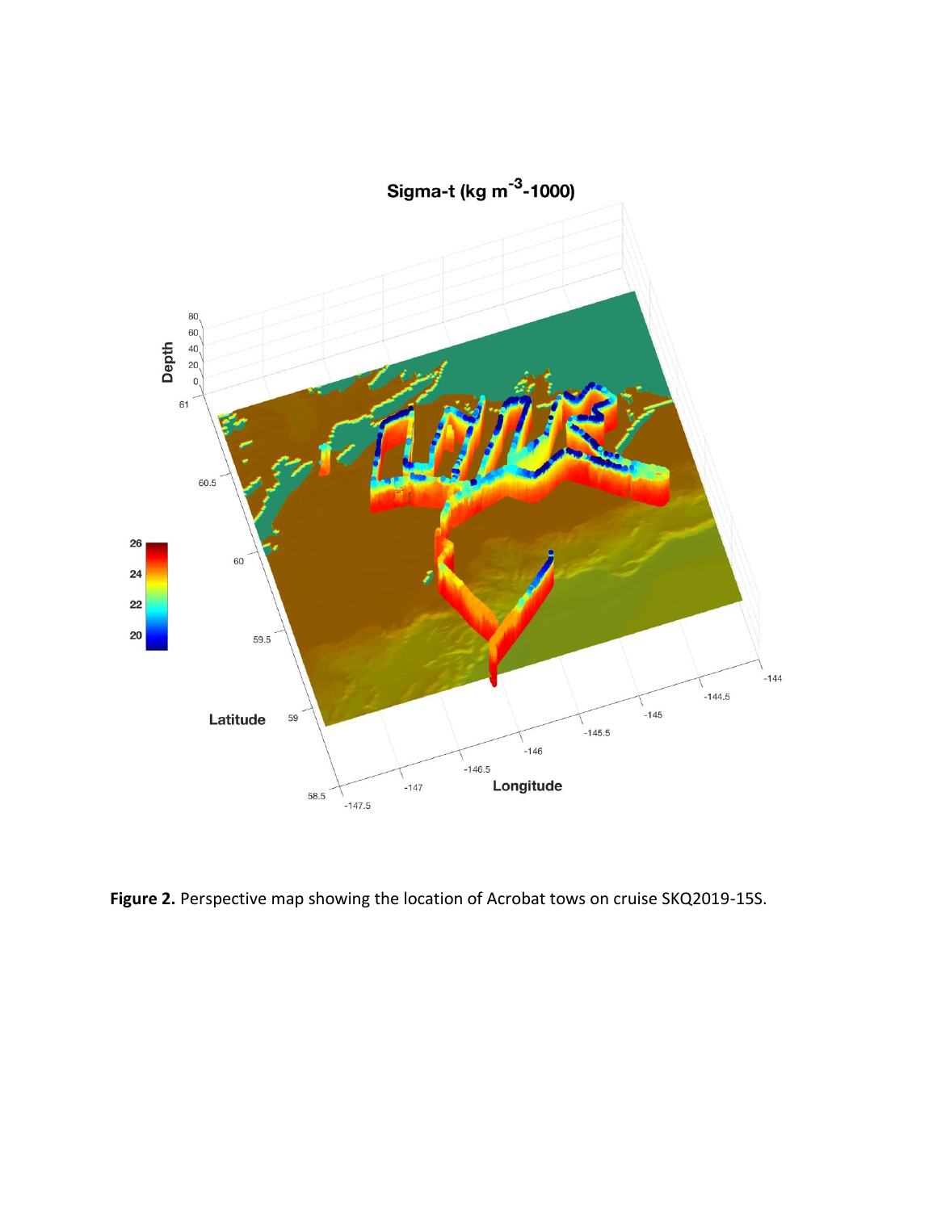**Figure 2.** Perspective map showing the location of Acrobat tows on cruise SKQ2019-15S.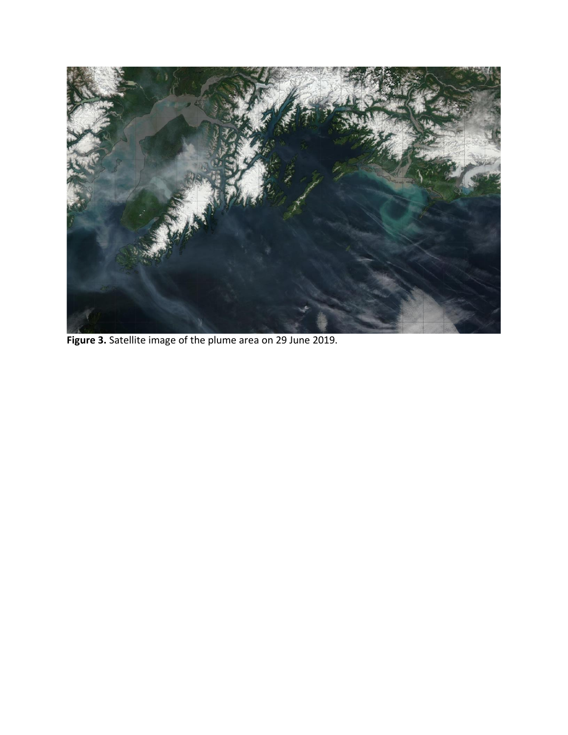**Figure 3.** Satellite image of the plume area on 29 June 2019.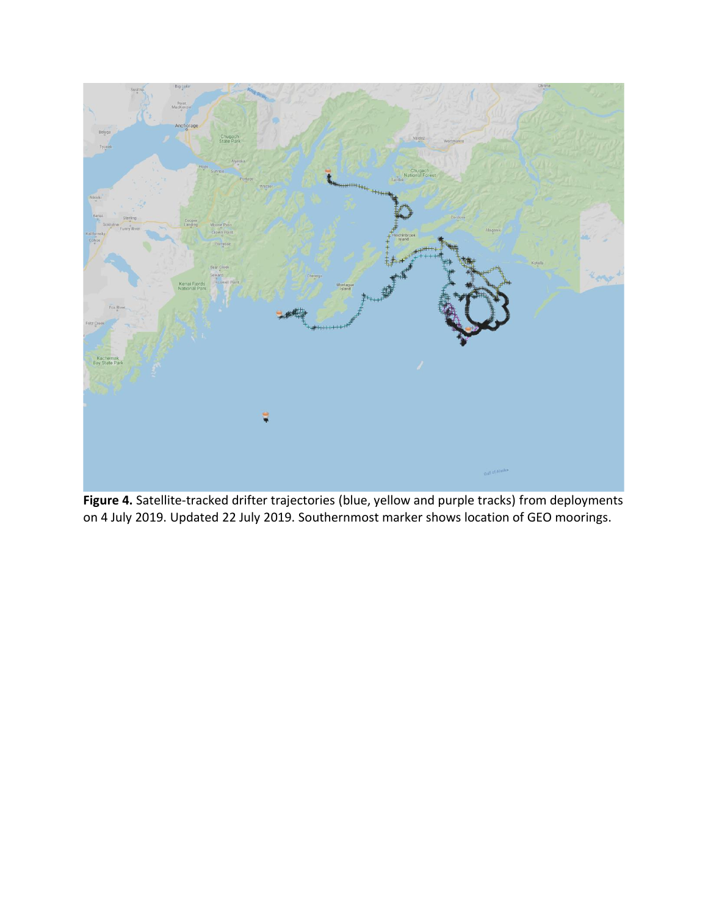**Figure 4.** Satellite-tracked drifter trajectories (blue, yellow and purple tracks) from deployments on 4 July 2019. Updated 22 July 2019. Southernmost marker shows location of GEO moorings.